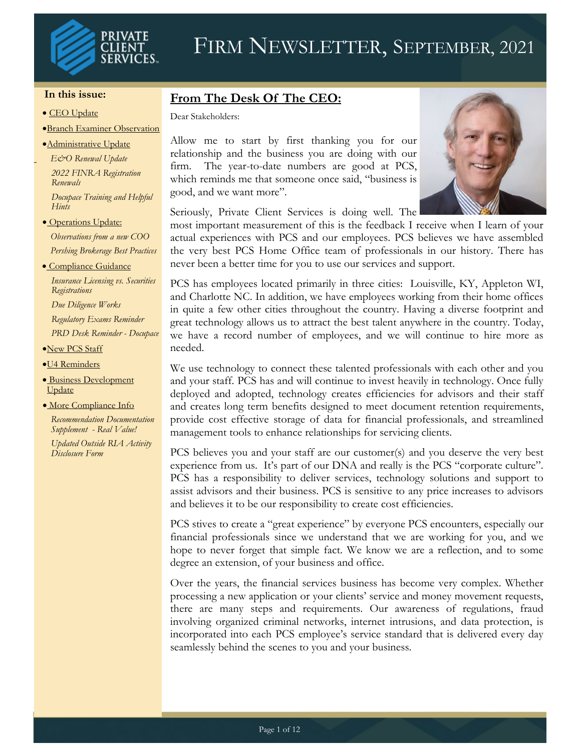# Firm Newsletter, September, 2021

**In this issue:**

- CEO Update
- Branch Examiner Observation
- Administrative Update
  - *E&O Renewal Update*
  - *2022 FINRA Registration Renewals*
  - *Docupace Training and Helpful Hints*
- Operations Update:
  - *Observations from a new COO*
  - *Pershing Brokerage Best Practices*
- Compliance Guidance
  - *Insurance Licensing vs. Securities Registrations*
  - *Due Diligence Works*
  - *Regulatory Exams Reminder*
  - *PRD Desk Reminder - Docupace*
- New PCS Staff
- U4 Reminders
- Business Development Update
- More Compliance Info
  - *Recommendation Documentation Supplement - Real Value!*
  - *Updated Outside RIA Activity Disclosure Form*

## From The Desk Of The CEO:

Dear Stakeholders:

Allow me to start by first thanking you for our relationship and the business you are doing with our firm. The year-to-date numbers are good at PCS, which reminds me that someone once said, "business is good, and we want more".

Seriously, Private Client Services is doing well. The most important measurement of this is the feedback I receive when I learn of your actual experiences with PCS and our employees. PCS believes we have assembled the very best PCS Home Office team of professionals in our history. There has never been a better time for you to use our services and support.

PCS has employees located primarily in three cities: Louisville, KY, Appleton WI, and Charlotte NC. In addition, we have employees working from their home offices in quite a few other cities throughout the country. Having a diverse footprint and great technology allows us to attract the best talent anywhere in the country. Today, we have a record number of employees, and we will continue to hire more as needed.

We use technology to connect these talented professionals with each other and you and your staff. PCS has and will continue to invest heavily in technology. Once fully deployed and adopted, technology creates efficiencies for advisors and their staff and creates long term benefits designed to meet document retention requirements, provide cost effective storage of data for financial professionals, and streamlined management tools to enhance relationships for servicing clients.

PCS believes you and your staff are our customer(s) and you deserve the very best experience from us. It's part of our DNA and really is the PCS "corporate culture". PCS has a responsibility to deliver services, technology solutions and support to assist advisors and their business. PCS is sensitive to any price increases to advisors and believes it to be our responsibility to create cost efficiencies.

PCS stives to create a "great experience" by everyone PCS encounters, especially our financial professionals since we understand that we are working for you, and we hope to never forget that simple fact. We know we are a reflection, and to some degree an extension, of your business and office.

Over the years, the financial services business has become very complex. Whether processing a new application or your clients' service and money movement requests, there are many steps and requirements. Our awareness of regulations, fraud involving organized criminal networks, internet intrusions, and data protection, is incorporated into each PCS employee's service standard that is delivered every day seamlessly behind the scenes to you and your business.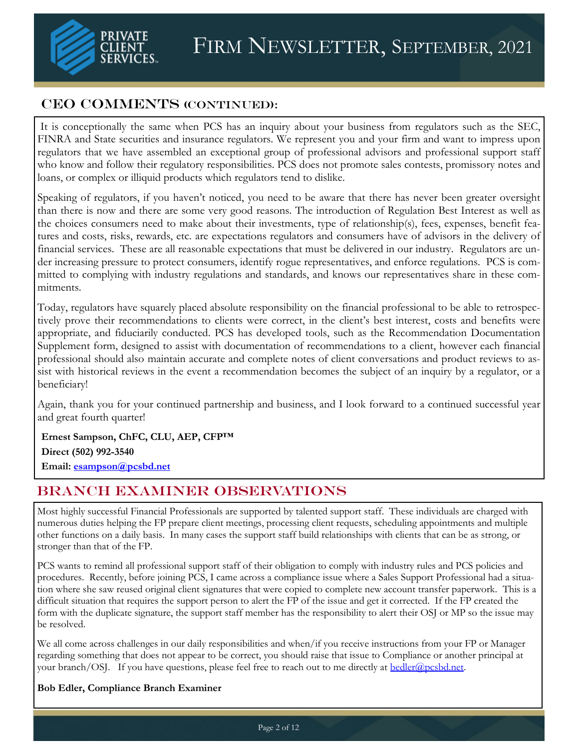## CEO COMMENTS (CONTINUED):

It is conceptionally the same when PCS has an inquiry about your business from regulators such as the SEC, FINRA and State securities and insurance regulators. We represent you and your firm and want to impress upon regulators that we have assembled an exceptional group of professional advisors and professional support staff who know and follow their regulatory responsibilities. PCS does not promote sales contests, promissory notes and loans, or complex or illiquid products which regulators tend to dislike.

Speaking of regulators, if you haven't noticed, you need to be aware that there has never been greater oversight than there is now and there are some very good reasons. The introduction of Regulation Best Interest as well as the choices consumers need to make about their investments, type of relationship(s), fees, expenses, benefit features and costs, risks, rewards, etc. are expectations regulators and consumers have of advisors in the delivery of financial services. These are all reasonable expectations that must be delivered in our industry. Regulators are under increasing pressure to protect consumers, identify rogue representatives, and enforce regulations. PCS is committed to complying with industry regulations and standards, and knows our representatives share in these commitments.

Today, regulators have squarely placed absolute responsibility on the financial professional to be able to retrospectively prove their recommendations to clients were correct, in the client's best interest, costs and benefits were appropriate, and fiduciarily conducted. PCS has developed tools, such as the Recommendation Documentation Supplement form, designed to assist with documentation of recommendations to a client, however each financial professional should also maintain accurate and complete notes of client conversations and product reviews to assist with historical reviews in the event a recommendation becomes the subject of an inquiry by a regulator, or a beneficiary!

Again, thank you for your continued partnership and business, and I look forward to a continued successful year and great fourth quarter!

**Ernest Sampson, ChFC, CLU, AEP, CFP™**

**Direct (502) 992-3540**

**Email: esampson@pcsbd.net**

## BRANCH EXAMINER OBSERVATIONS

Most highly successful Financial Professionals are supported by talented support staff. These individuals are charged with numerous duties helping the FP prepare client meetings, processing client requests, scheduling appointments and multiple other functions on a daily basis. In many cases the support staff build relationships with clients that can be as strong, or stronger than that of the FP.

PCS wants to remind all professional support staff of their obligation to comply with industry rules and PCS policies and procedures. Recently, before joining PCS, I came across a compliance issue where a Sales Support Professional had a situation where she saw reused original client signatures that were copied to complete new account transfer paperwork. This is a difficult situation that requires the support person to alert the FP of the issue and get it corrected. If the FP created the form with the duplicate signature, the support staff member has the responsibility to alert their OSJ or MP so the issue may be resolved.

We all come across challenges in our daily responsibilities and when/if you receive instructions from your FP or Manager regarding something that does not appear to be correct, you should raise that issue to Compliance or another principal at your branch/OSJ. If you have questions, please feel free to reach out to me directly at bedler@pcsbd.net.

**Bob Edler, Compliance Branch Examiner**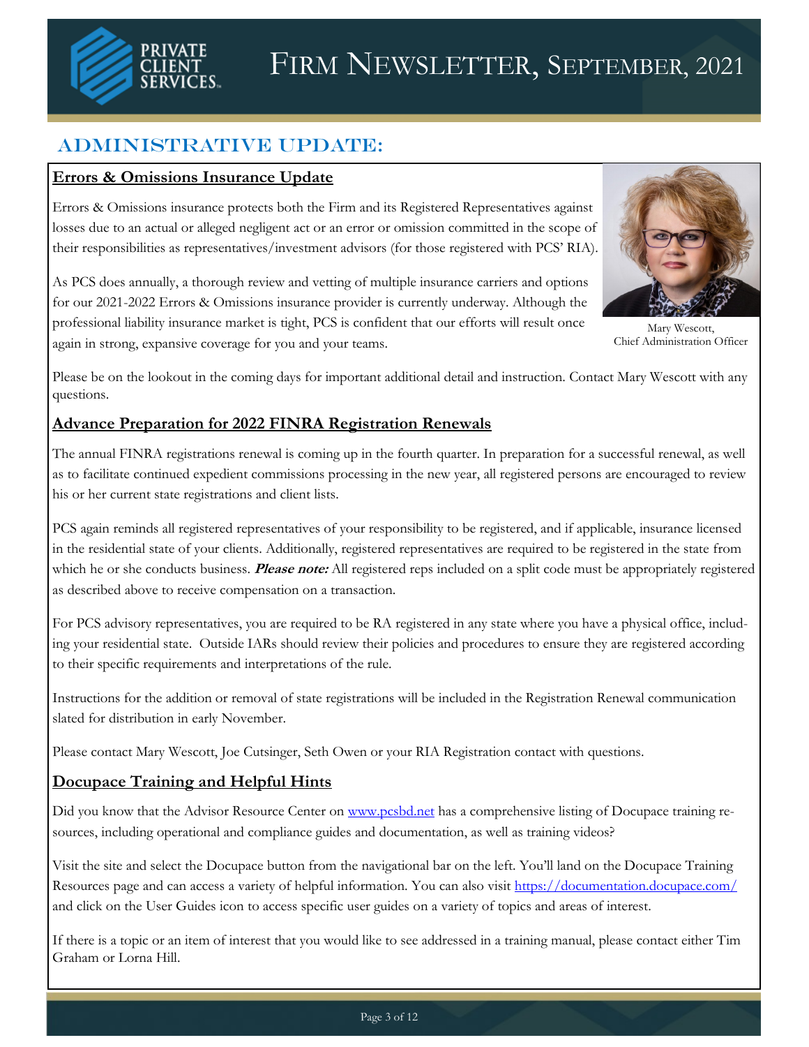# Firm Newsletter, September, 2021

## Administrative Update:

### Errors & Omissions Insurance Update

Errors & Omissions insurance protects both the Firm and its Registered Representatives against losses due to an actual or alleged negligent act or an error or omission committed in the scope of their responsibilities as representatives/investment advisors (for those registered with PCS' RIA).

As PCS does annually, a thorough review and vetting of multiple insurance carriers and options for our 2021-2022 Errors & Omissions insurance provider is currently underway. Although the professional liability insurance market is tight, PCS is confident that our efforts will result once again in strong, expansive coverage for you and your teams.

Mary Wescott,
Chief Administration Officer

Please be on the lookout in the coming days for important additional detail and instruction. Contact Mary Wescott with any questions.

### Advance Preparation for 2022 FINRA Registration Renewals

The annual FINRA registrations renewal is coming up in the fourth quarter. In preparation for a successful renewal, as well as to facilitate continued expedient commissions processing in the new year, all registered persons are encouraged to review his or her current state registrations and client lists.

PCS again reminds all registered representatives of your responsibility to be registered, and if applicable, insurance licensed in the residential state of your clients. Additionally, registered representatives are required to be registered in the state from which he or she conducts business. ***Please note:*** All registered reps included on a split code must be appropriately registered as described above to receive compensation on a transaction.

For PCS advisory representatives, you are required to be RA registered in any state where you have a physical office, including your residential state. Outside IARs should review their policies and procedures to ensure they are registered according to their specific requirements and interpretations of the rule.

Instructions for the addition or removal of state registrations will be included in the Registration Renewal communication slated for distribution in early November.

Please contact Mary Wescott, Joe Cutsinger, Seth Owen or your RIA Registration contact with questions.

### Docupace Training and Helpful Hints

Did you know that the Advisor Resource Center on [www.pcsbd.net](www.pcsbd.net) has a comprehensive listing of Docupace training resources, including operational and compliance guides and documentation, as well as training videos?

Visit the site and select the Docupace button from the navigational bar on the left. You'll land on the Docupace Training Resources page and can access a variety of helpful information. You can also visit [https://documentation.docupace.com/](https://documentation.docupace.com/) and click on the User Guides icon to access specific user guides on a variety of topics and areas of interest.

If there is a topic or an item of interest that you would like to see addressed in a training manual, please contact either Tim Graham or Lorna Hill.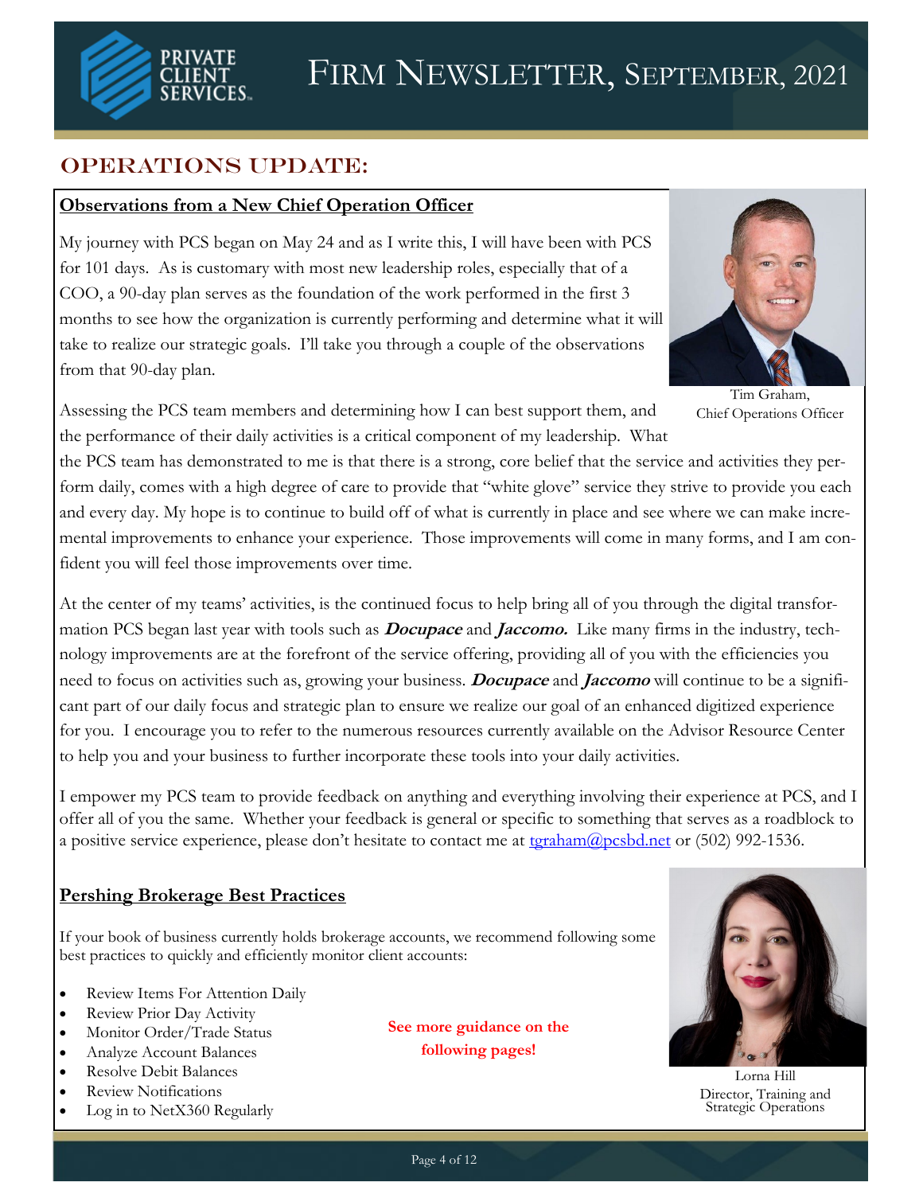# Firm Newsletter, September, 2021

## OPERATIONS UPDATE:

### Observations from a New Chief Operation Officer

My journey with PCS began on May 24 and as I write this, I will have been with PCS for 101 days. As is customary with most new leadership roles, especially that of a COO, a 90-day plan serves as the foundation of the work performed in the first 3 months to see how the organization is currently performing and determine what it will take to realize our strategic goals. I'll take you through a couple of the observations from that 90-day plan.

Tim Graham, Chief Operations Officer

Assessing the PCS team members and determining how I can best support them, and the performance of their daily activities is a critical component of my leadership. What the PCS team has demonstrated to me is that there is a strong, core belief that the service and activities they perform daily, comes with a high degree of care to provide that "white glove" service they strive to provide you each and every day. My hope is to continue to build off of what is currently in place and see where we can make incremental improvements to enhance your experience. Those improvements will come in many forms, and I am confident you will feel those improvements over time.

At the center of my teams' activities, is the continued focus to help bring all of you through the digital transformation PCS began last year with tools such as ***Docupace*** and ***Jaccomo.*** Like many firms in the industry, technology improvements are at the forefront of the service offering, providing all of you with the efficiencies you need to focus on activities such as, growing your business. ***Docupace*** and ***Jaccomo*** will continue to be a significant part of our daily focus and strategic plan to ensure we realize our goal of an enhanced digitized experience for you. I encourage you to refer to the numerous resources currently available on the Advisor Resource Center to help you and your business to further incorporate these tools into your daily activities.

I empower my PCS team to provide feedback on anything and everything involving their experience at PCS, and I offer all of you the same. Whether your feedback is general or specific to something that serves as a roadblock to a positive service experience, please don't hesitate to contact me at tgraham@pcsbd.net or (502) 992-1536.

### Pershing Brokerage Best Practices

If your book of business currently holds brokerage accounts, we recommend following some best practices to quickly and efficiently monitor client accounts:

- Review Items For Attention Daily
- Review Prior Day Activity
- Monitor Order/Trade Status
- Analyze Account Balances
- Resolve Debit Balances
- Review Notifications
- Log in to NetX360 Regularly

**See more guidance on the following pages!**

Lorna Hill
Director, Training and Strategic Operations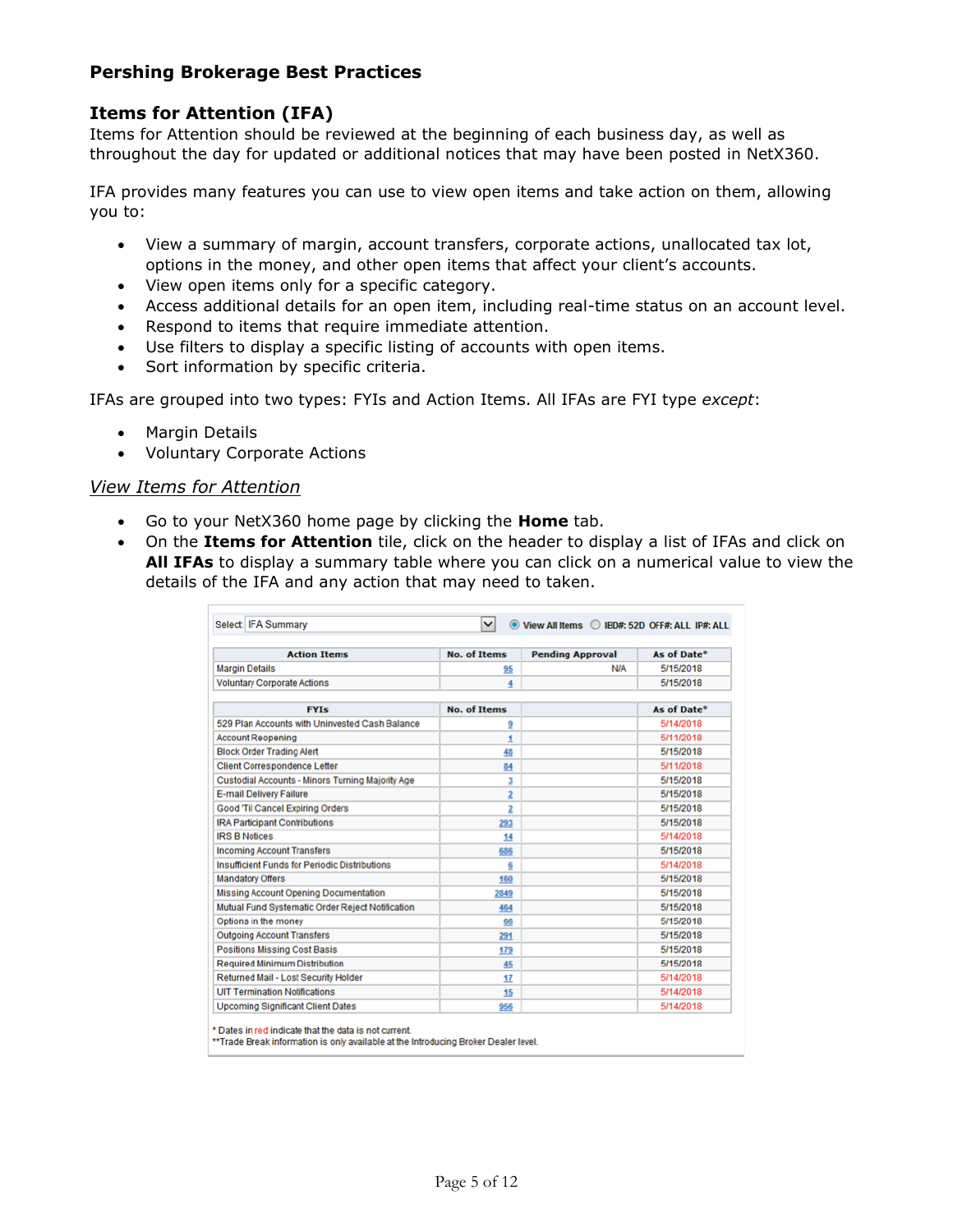## Pershing Brokerage Best Practices

### Items for Attention (IFA)

Items for Attention should be reviewed at the beginning of each business day, as well as throughout the day for updated or additional notices that may have been posted in NetX360.

IFA provides many features you can use to view open items and take action on them, allowing you to:

- View a summary of margin, account transfers, corporate actions, unallocated tax lot, options in the money, and other open items that affect your client's accounts.
- View open items only for a specific category.
- Access additional details for an open item, including real-time status on an account level.
- Respond to items that require immediate attention.
- Use filters to display a specific listing of accounts with open items.
- Sort information by specific criteria.

IFAs are grouped into two types: FYIs and Action Items. All IFAs are FYI type *except*:

- Margin Details
- Voluntary Corporate Actions

#### *View Items for Attention*

- Go to your NetX360 home page by clicking the **Home** tab.
- On the **Items for Attention** tile, click on the header to display a list of IFAs and click on **All IFAs** to display a summary table where you can click on a numerical value to view the details of the IFA and any action that may need to taken.

Select: IFA Summary ◉ View All Items ○ IBD#: 52D OFF#: ALL IP#: ALL

| Action Items | No. of Items | Pending Approval | As of Date* |
|---|---|---|---|
| Margin Details | 95 | N/A | 5/15/2018 |
| Voluntary Corporate Actions | 4 | | 5/15/2018 |

| FYIs | No. of Items | | As of Date* |
|---|---|---|---|
| 529 Plan Accounts with Uninvested Cash Balance | 9 | | 5/14/2018 |
| Account Reopening | 1 | | 5/11/2018 |
| Block Order Trading Alert | 48 | | 5/15/2018 |
| Client Correspondence Letter | 84 | | 5/11/2018 |
| Custodial Accounts - Minors Turning Majority Age | 3 | | 5/15/2018 |
| E-mail Delivery Failure | 2 | | 5/15/2018 |
| Good 'Til Cancel Expiring Orders | 2 | | 5/15/2018 |
| IRA Participant Contributions | 293 | | 5/15/2018 |
| IRS B Notices | 14 | | 5/14/2018 |
| Incoming Account Transfers | 686 | | 5/15/2018 |
| Insufficient Funds for Periodic Distributions | 6 | | 5/14/2018 |
| Mandatory Offers | 160 | | 5/15/2018 |
| Missing Account Opening Documentation | 2849 | | 5/15/2018 |
| Mutual Fund Systematic Order Reject Notification | 464 | | 5/15/2018 |
| Options in the money | 66 | | 5/15/2018 |
| Outgoing Account Transfers | 291 | | 5/15/2018 |
| Positions Missing Cost Basis | 179 | | 5/15/2018 |
| Required Minimum Distribution | 45 | | 5/15/2018 |
| Returned Mail - Lost Security Holder | 17 | | 5/14/2018 |
| UIT Termination Notifications | 15 | | 5/14/2018 |
| Upcoming Significant Client Dates | 956 | | 5/14/2018 |

\* Dates in red indicate that the data is not current.
\*\*Trade Break information is only available at the Introducing Broker Dealer level.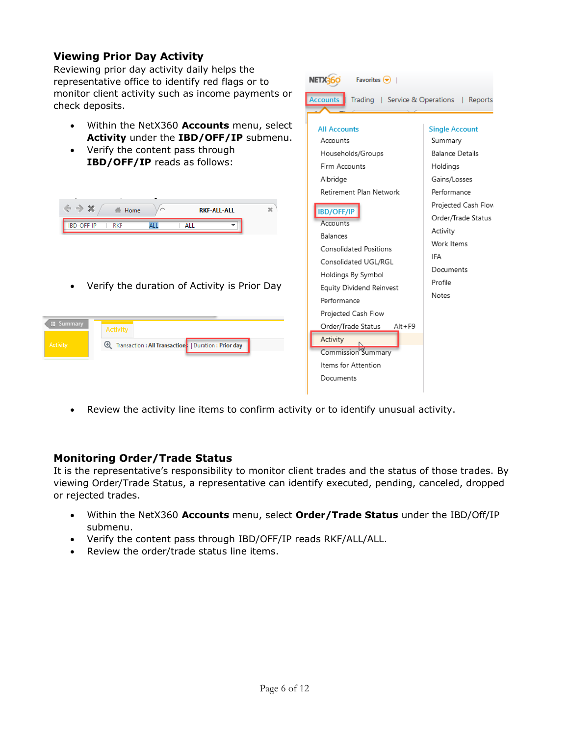## Viewing Prior Day Activity

Reviewing prior day activity daily helps the representative office to identify red flags or to monitor client activity such as income payments or check deposits.

- Within the NetX360 **Accounts** menu, select **Activity** under the **IBD/OFF/IP** submenu.
- Verify the content pass through **IBD/OFF/IP** reads as follows:

- Verify the duration of Activity is Prior Day

- Review the activity line items to confirm activity or to identify unusual activity.

## Monitoring Order/Trade Status

It is the representative's responsibility to monitor client trades and the status of those trades. By viewing Order/Trade Status, a representative can identify executed, pending, canceled, dropped or rejected trades.

- Within the NetX360 **Accounts** menu, select **Order/Trade Status** under the IBD/Off/IP submenu.
- Verify the content pass through IBD/OFF/IP reads RKF/ALL/ALL.
- Review the order/trade status line items.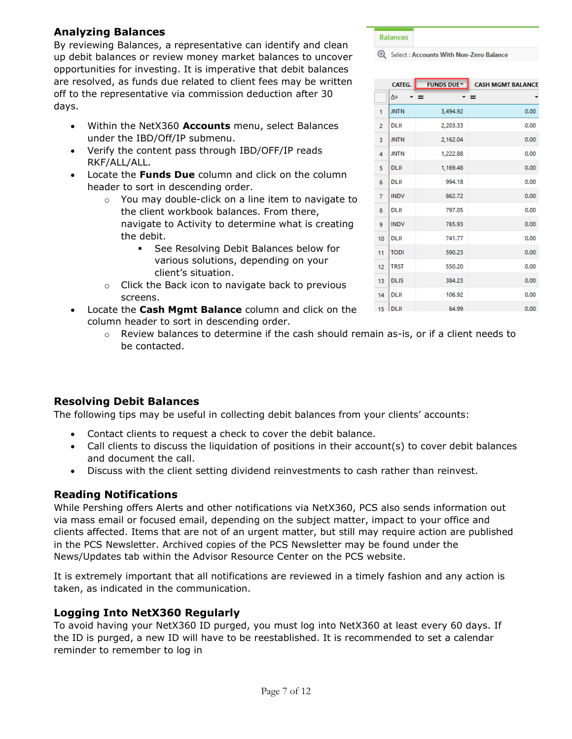## Analyzing Balances

By reviewing Balances, a representative can identify and clean up debit balances or review money market balances to uncover opportunities for investing. It is imperative that debit balances are resolved, as funds due related to client fees may be written off to the representative via commission deduction after 30 days.

- Within the NetX360 **Accounts** menu, select Balances under the IBD/Off/IP submenu.
- Verify the content pass through IBD/OFF/IP reads RKF/ALL/ALL.
- Locate the **Funds Due** column and click on the column header to sort in descending order.
  - You may double-click on a line item to navigate to the client workbook balances. From there, navigate to Activity to determine what is creating the debit.
    - See Resolving Debit Balances below for various solutions, depending on your client's situation.
  - Click the Back icon to navigate back to previous screens.
- Locate the **Cash Mgmt Balance** column and click on the column header to sort in descending order.
  - Review balances to determine if the cash should remain as-is, or if a client needs to be contacted.

Balances

Select : Accounts With Non-Zero Balance

| | CATEG. | FUNDS DUE | CASH MGMT BALANCE |
|---|---|---|---|
| 1 | JNTN | 3,494.92 | 0.00 |
| 2 | DLJI | 2,203.33 | 0.00 |
| 3 | JNTN | 2,162.04 | 0.00 |
| 4 | JNTN | 1,222.88 | 0.00 |
| 5 | DLJI | 1,169.48 | 0.00 |
| 6 | DLJI | 994.18 | 0.00 |
| 7 | INDV | 862.72 | 0.00 |
| 8 | DLJI | 797.05 | 0.00 |
| 9 | INDV | 765.93 | 0.00 |
| 10 | DLJI | 741.77 | 0.00 |
| 11 | TODI | 590.23 | 0.00 |
| 12 | TRST | 550.20 | 0.00 |
| 13 | DLJS | 384.23 | 0.00 |
| 14 | DLJI | 106.92 | 0.00 |
| 15 | DLJI | 64.99 | 0.00 |

## Resolving Debit Balances

The following tips may be useful in collecting debit balances from your clients' accounts:

- Contact clients to request a check to cover the debit balance.
- Call clients to discuss the liquidation of positions in their account(s) to cover debit balances and document the call.
- Discuss with the client setting dividend reinvestments to cash rather than reinvest.

## Reading Notifications

While Pershing offers Alerts and other notifications via NetX360, PCS also sends information out via mass email or focused email, depending on the subject matter, impact to your office and clients affected. Items that are not of an urgent matter, but still may require action are published in the PCS Newsletter. Archived copies of the PCS Newsletter may be found under the News/Updates tab within the Advisor Resource Center on the PCS website.

It is extremely important that all notifications are reviewed in a timely fashion and any action is taken, as indicated in the communication.

## Logging Into NetX360 Regularly

To avoid having your NetX360 ID purged, you must log into NetX360 at least every 60 days. If the ID is purged, a new ID will have to be reestablished. It is recommended to set a calendar reminder to remember to log in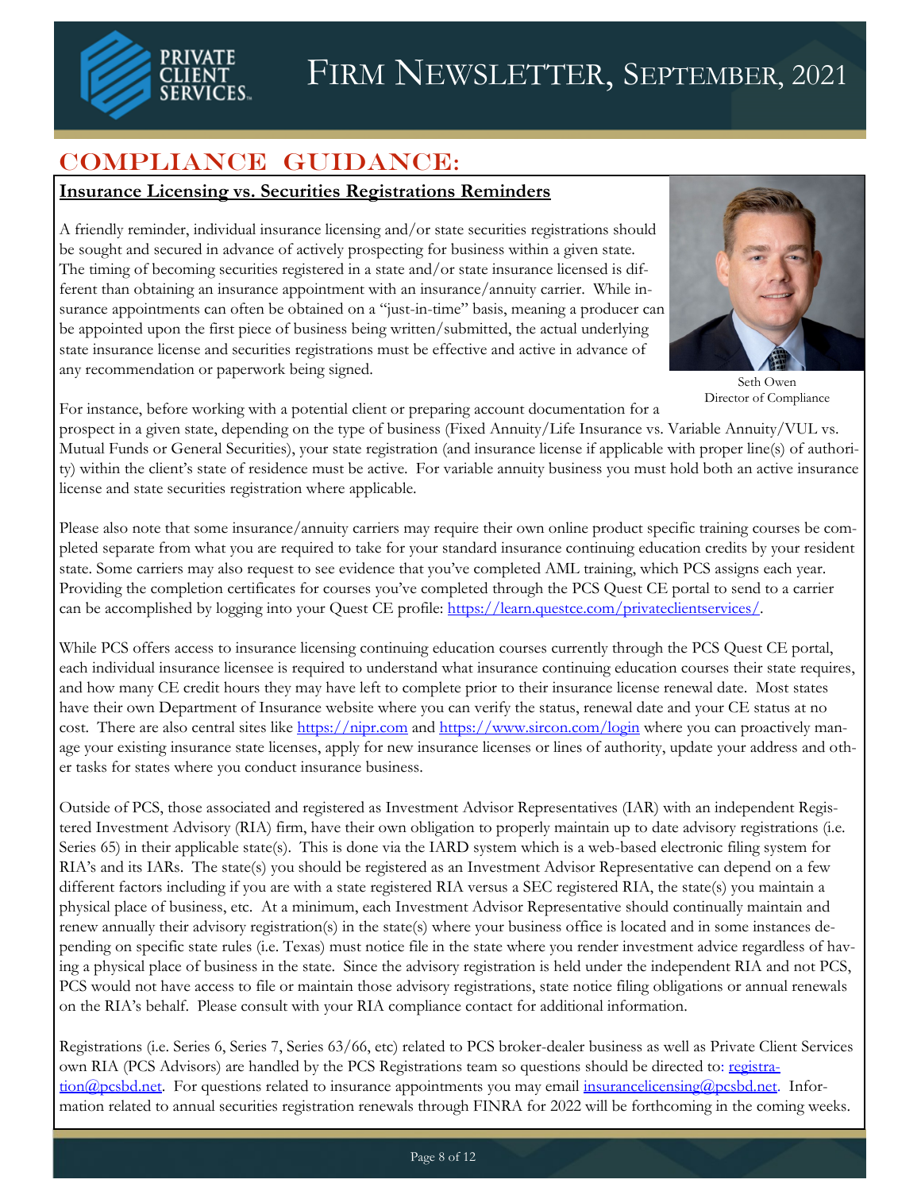# Firm Newsletter, September, 2021

## COMPLIANCE GUIDANCE:

### Insurance Licensing vs. Securities Registrations Reminders

A friendly reminder, individual insurance licensing and/or state securities registrations should be sought and secured in advance of actively prospecting for business within a given state. The timing of becoming securities registered in a state and/or state insurance licensed is different than obtaining an insurance appointment with an insurance/annuity carrier. While insurance appointments can often be obtained on a "just-in-time" basis, meaning a producer can be appointed upon the first piece of business being written/submitted, the actual underlying state insurance license and securities registrations must be effective and active in advance of any recommendation or paperwork being signed.

Seth Owen
Director of Compliance

For instance, before working with a potential client or preparing account documentation for a prospect in a given state, depending on the type of business (Fixed Annuity/Life Insurance vs. Variable Annuity/VUL vs. Mutual Funds or General Securities), your state registration (and insurance license if applicable with proper line(s) of authority) within the client's state of residence must be active. For variable annuity business you must hold both an active insurance license and state securities registration where applicable.

Please also note that some insurance/annuity carriers may require their own online product specific training courses be completed separate from what you are required to take for your standard insurance continuing education credits by your resident state. Some carriers may also request to see evidence that you've completed AML training, which PCS assigns each year. Providing the completion certificates for courses you've completed through the PCS Quest CE portal to send to a carrier can be accomplished by logging into your Quest CE profile: https://learn.questce.com/privateclientservices/.

While PCS offers access to insurance licensing continuing education courses currently through the PCS Quest CE portal, each individual insurance licensee is required to understand what insurance continuing education courses their state requires, and how many CE credit hours they may have left to complete prior to their insurance license renewal date. Most states have their own Department of Insurance website where you can verify the status, renewal date and your CE status at no cost. There are also central sites like https://nipr.com and https://www.sircon.com/login where you can proactively manage your existing insurance state licenses, apply for new insurance licenses or lines of authority, update your address and other tasks for states where you conduct insurance business.

Outside of PCS, those associated and registered as Investment Advisor Representatives (IAR) with an independent Registered Investment Advisory (RIA) firm, have their own obligation to properly maintain up to date advisory registrations (i.e. Series 65) in their applicable state(s). This is done via the IARD system which is a web-based electronic filing system for RIA's and its IARs. The state(s) you should be registered as an Investment Advisor Representative can depend on a few different factors including if you are with a state registered RIA versus a SEC registered RIA, the state(s) you maintain a physical place of business, etc. At a minimum, each Investment Advisor Representative should continually maintain and renew annually their advisory registration(s) in the state(s) where your business office is located and in some instances depending on specific state rules (i.e. Texas) must notice file in the state where you render investment advice regardless of having a physical place of business in the state. Since the advisory registration is held under the independent RIA and not PCS, PCS would not have access to file or maintain those advisory registrations, state notice filing obligations or annual renewals on the RIA's behalf. Please consult with your RIA compliance contact for additional information.

Registrations (i.e. Series 6, Series 7, Series 63/66, etc) related to PCS broker-dealer business as well as Private Client Services own RIA (PCS Advisors) are handled by the PCS Registrations team so questions should be directed to: registration@pcsbd.net. For questions related to insurance appointments you may email insurancelicensing@pcsbd.net. Information related to annual securities registration renewals through FINRA for 2022 will be forthcoming in the coming weeks.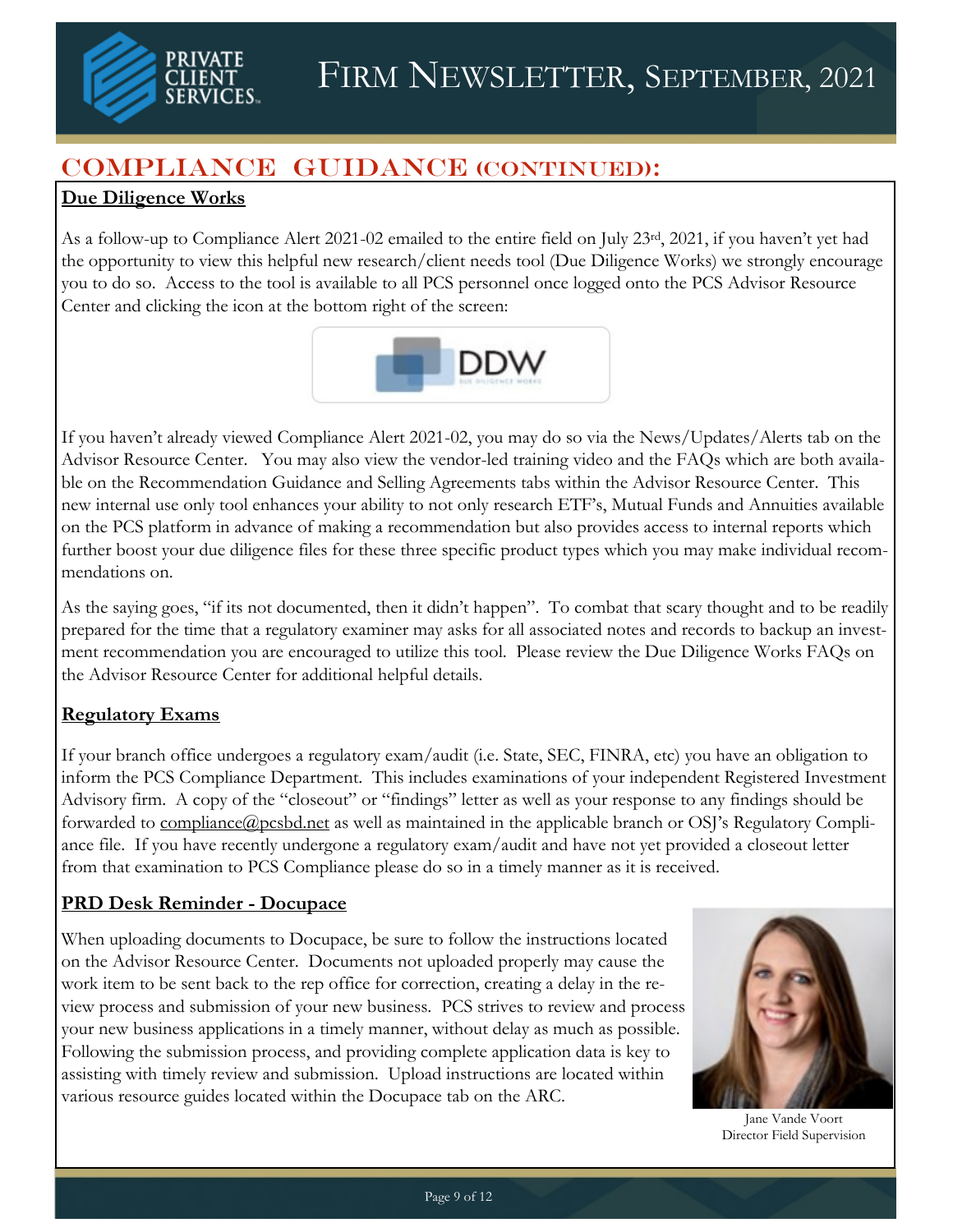## COMPLIANCE GUIDANCE (CONTINUED):

### Due Diligence Works

As a follow-up to Compliance Alert 2021-02 emailed to the entire field on July 23rd, 2021, if you haven't yet had the opportunity to view this helpful new research/client needs tool (Due Diligence Works) we strongly encourage you to do so. Access to the tool is available to all PCS personnel once logged onto the PCS Advisor Resource Center and clicking the icon at the bottom right of the screen:

If you haven't already viewed Compliance Alert 2021-02, you may do so via the News/Updates/Alerts tab on the Advisor Resource Center. You may also view the vendor-led training video and the FAQs which are both available on the Recommendation Guidance and Selling Agreements tabs within the Advisor Resource Center. This new internal use only tool enhances your ability to not only research ETF's, Mutual Funds and Annuities available on the PCS platform in advance of making a recommendation but also provides access to internal reports which further boost your due diligence files for these three specific product types which you may make individual recommendations on.

As the saying goes, "if its not documented, then it didn't happen". To combat that scary thought and to be readily prepared for the time that a regulatory examiner may asks for all associated notes and records to backup an investment recommendation you are encouraged to utilize this tool. Please review the Due Diligence Works FAQs on the Advisor Resource Center for additional helpful details.

### Regulatory Exams

If your branch office undergoes a regulatory exam/audit (i.e. State, SEC, FINRA, etc) you have an obligation to inform the PCS Compliance Department. This includes examinations of your independent Registered Investment Advisory firm. A copy of the "closeout" or "findings" letter as well as your response to any findings should be forwarded to compliance@pcsbd.net as well as maintained in the applicable branch or OSJ's Regulatory Compliance file. If you have recently undergone a regulatory exam/audit and have not yet provided a closeout letter from that examination to PCS Compliance please do so in a timely manner as it is received.

### PRD Desk Reminder - Docupace

When uploading documents to Docupace, be sure to follow the instructions located on the Advisor Resource Center. Documents not uploaded properly may cause the work item to be sent back to the rep office for correction, creating a delay in the review process and submission of your new business. PCS strives to review and process your new business applications in a timely manner, without delay as much as possible. Following the submission process, and providing complete application data is key to assisting with timely review and submission. Upload instructions are located within various resource guides located within the Docupace tab on the ARC.

Jane Vande Voort
Director Field Supervision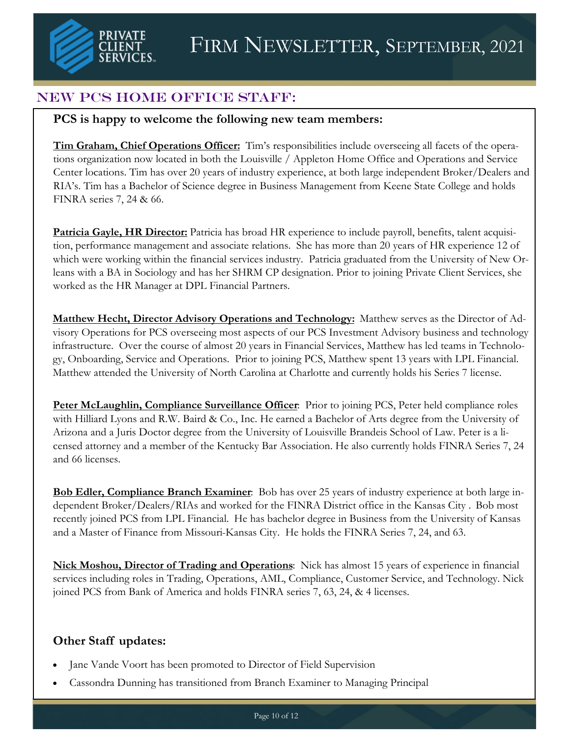# Firm Newsletter, September, 2021

## NEW PCS HOME OFFICE STAFF:

### PCS is happy to welcome the following new team members:

**Tim Graham, Chief Operations Officer:** Tim's responsibilities include overseeing all facets of the operations organization now located in both the Louisville / Appleton Home Office and Operations and Service Center locations. Tim has over 20 years of industry experience, at both large independent Broker/Dealers and RIA's. Tim has a Bachelor of Science degree in Business Management from Keene State College and holds FINRA series 7, 24 & 66.

**Patricia Gayle, HR Director:** Patricia has broad HR experience to include payroll, benefits, talent acquisition, performance management and associate relations. She has more than 20 years of HR experience 12 of which were working within the financial services industry. Patricia graduated from the University of New Orleans with a BA in Sociology and has her SHRM CP designation. Prior to joining Private Client Services, she worked as the HR Manager at DPL Financial Partners.

**Matthew Hecht, Director Advisory Operations and Technology:** Matthew serves as the Director of Advisory Operations for PCS overseeing most aspects of our PCS Investment Advisory business and technology infrastructure. Over the course of almost 20 years in Financial Services, Matthew has led teams in Technology, Onboarding, Service and Operations. Prior to joining PCS, Matthew spent 13 years with LPL Financial. Matthew attended the University of North Carolina at Charlotte and currently holds his Series 7 license.

**Peter McLaughlin, Compliance Surveillance Officer**: Prior to joining PCS, Peter held compliance roles with Hilliard Lyons and R.W. Baird & Co., Inc. He earned a Bachelor of Arts degree from the University of Arizona and a Juris Doctor degree from the University of Louisville Brandeis School of Law. Peter is a licensed attorney and a member of the Kentucky Bar Association. He also currently holds FINRA Series 7, 24 and 66 licenses.

**Bob Edler, Compliance Branch Examiner**: Bob has over 25 years of industry experience at both large independent Broker/Dealers/RIAs and worked for the FINRA District office in the Kansas City . Bob most recently joined PCS from LPL Financial. He has bachelor degree in Business from the University of Kansas and a Master of Finance from Missouri-Kansas City. He holds the FINRA Series 7, 24, and 63.

**Nick Moshou, Director of Trading and Operations**: Nick has almost 15 years of experience in financial services including roles in Trading, Operations, AML, Compliance, Customer Service, and Technology. Nick joined PCS from Bank of America and holds FINRA series 7, 63, 24, & 4 licenses.

### Other Staff updates:

- Jane Vande Voort has been promoted to Director of Field Supervision
- Cassondra Dunning has transitioned from Branch Examiner to Managing Principal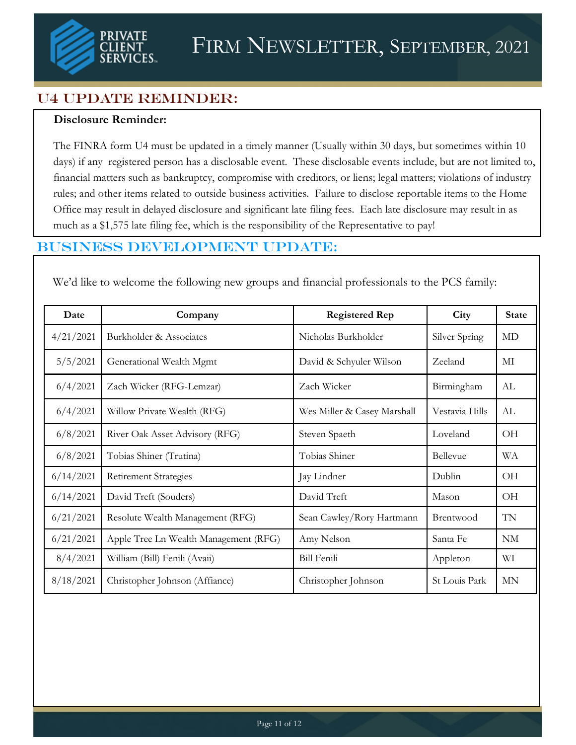# Firm Newsletter, September, 2021

## U4 Update Reminder:

**Disclosure Reminder:**

The FINRA form U4 must be updated in a timely manner (Usually within 30 days, but sometimes within 10 days) if any registered person has a disclosable event. These disclosable events include, but are not limited to, financial matters such as bankruptcy, compromise with creditors, or liens; legal matters; violations of industry rules; and other items related to outside business activities. Failure to disclose reportable items to the Home Office may result in delayed disclosure and significant late filing fees. Each late disclosure may result in as much as a $1,575 late filing fee, which is the responsibility of the Representative to pay!

## Business Development Update:

We'd like to welcome the following new groups and financial professionals to the PCS family:

| Date | Company | Registered Rep | City | State |
|---|---|---|---|---|
| 4/21/2021 | Burkholder & Associates | Nicholas Burkholder | Silver Spring | MD |
| 5/5/2021 | Generational Wealth Mgmt | David & Schyuler Wilson | Zeeland | MI |
| 6/4/2021 | Zach Wicker (RFG-Lemzar) | Zach Wicker | Birmingham | AL |
| 6/4/2021 | Willow Private Wealth (RFG) | Wes Miller & Casey Marshall | Vestavia Hills | AL |
| 6/8/2021 | River Oak Asset Advisory (RFG) | Steven Spaeth | Loveland | OH |
| 6/8/2021 | Tobias Shiner (Trutina) | Tobias Shiner | Bellevue | WA |
| 6/14/2021 | Retirement Strategies | Jay Lindner | Dublin | OH |
| 6/14/2021 | David Treft (Souders) | David Treft | Mason | OH |
| 6/21/2021 | Resolute Wealth Management (RFG) | Sean Cawley/Rory Hartmann | Brentwood | TN |
| 6/21/2021 | Apple Tree Ln Wealth Management (RFG) | Amy Nelson | Santa Fe | NM |
| 8/4/2021 | William (Bill) Fenili (Avaii) | Bill Fenili | Appleton | WI |
| 8/18/2021 | Christopher Johnson (Affiance) | Christopher Johnson | St Louis Park | MN |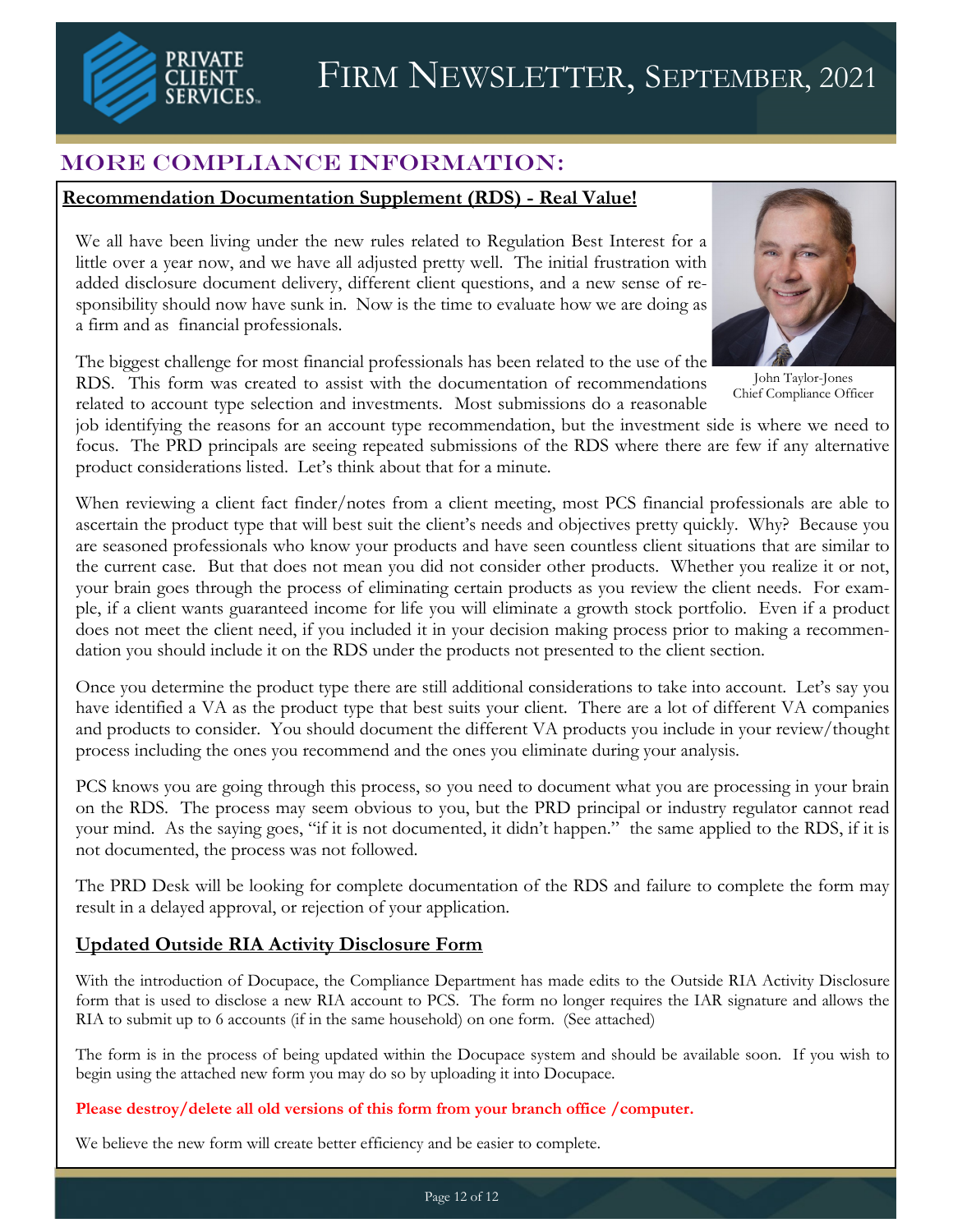# Firm Newsletter, September, 2021

## MORE COMPLIANCE INFORMATION:

### Recommendation Documentation Supplement (RDS) - Real Value!

We all have been living under the new rules related to Regulation Best Interest for a little over a year now, and we have all adjusted pretty well. The initial frustration with added disclosure document delivery, different client questions, and a new sense of responsibility should now have sunk in. Now is the time to evaluate how we are doing as a firm and as financial professionals.

John Taylor-Jones
Chief Compliance Officer

The biggest challenge for most financial professionals has been related to the use of the RDS. This form was created to assist with the documentation of recommendations related to account type selection and investments. Most submissions do a reasonable job identifying the reasons for an account type recommendation, but the investment side is where we need to focus. The PRD principals are seeing repeated submissions of the RDS where there are few if any alternative product considerations listed. Let's think about that for a minute.

When reviewing a client fact finder/notes from a client meeting, most PCS financial professionals are able to ascertain the product type that will best suit the client's needs and objectives pretty quickly. Why? Because you are seasoned professionals who know your products and have seen countless client situations that are similar to the current case. But that does not mean you did not consider other products. Whether you realize it or not, your brain goes through the process of eliminating certain products as you review the client needs. For example, if a client wants guaranteed income for life you will eliminate a growth stock portfolio. Even if a product does not meet the client need, if you included it in your decision making process prior to making a recommendation you should include it on the RDS under the products not presented to the client section.

Once you determine the product type there are still additional considerations to take into account. Let's say you have identified a VA as the product type that best suits your client. There are a lot of different VA companies and products to consider. You should document the different VA products you include in your review/thought process including the ones you recommend and the ones you eliminate during your analysis.

PCS knows you are going through this process, so you need to document what you are processing in your brain on the RDS. The process may seem obvious to you, but the PRD principal or industry regulator cannot read your mind. As the saying goes, "if it is not documented, it didn't happen." the same applied to the RDS, if it is not documented, the process was not followed.

The PRD Desk will be looking for complete documentation of the RDS and failure to complete the form may result in a delayed approval, or rejection of your application.

### Updated Outside RIA Activity Disclosure Form

With the introduction of Docupace, the Compliance Department has made edits to the Outside RIA Activity Disclosure form that is used to disclose a new RIA account to PCS. The form no longer requires the IAR signature and allows the RIA to submit up to 6 accounts (if in the same household) on one form. (See attached)

The form is in the process of being updated within the Docupace system and should be available soon. If you wish to begin using the attached new form you may do so by uploading it into Docupace.

**Please destroy/delete all old versions of this form from your branch office /computer.**

We believe the new form will create better efficiency and be easier to complete.